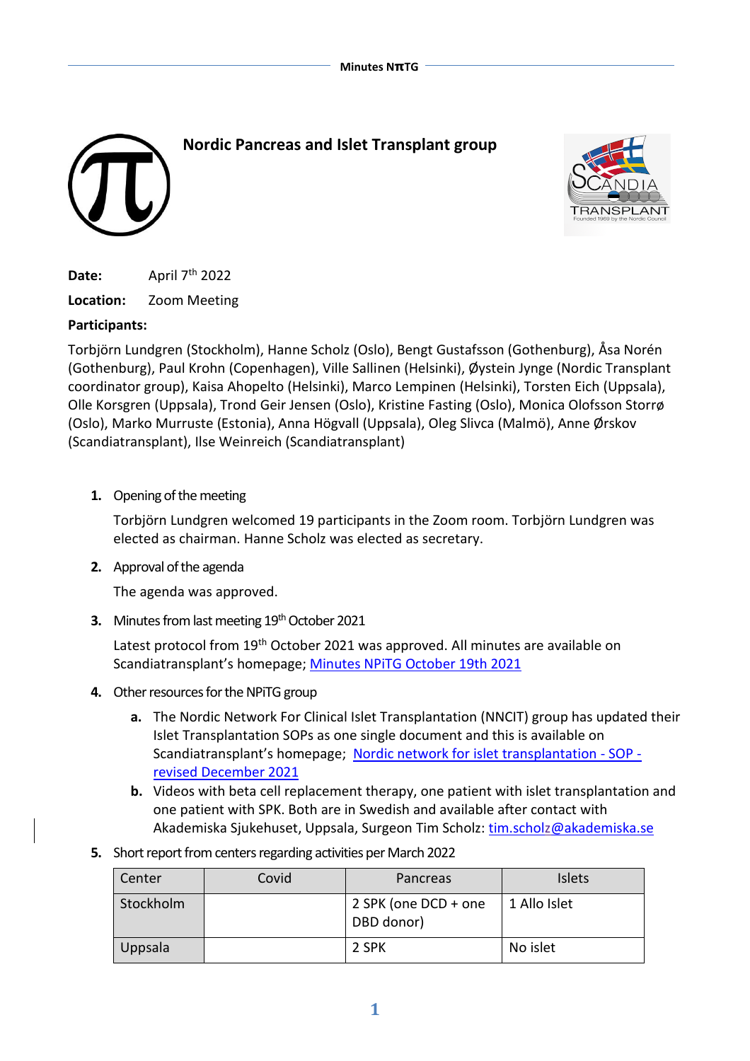# Nordic Pancreas and Islet Transplant group

**Date:** April 7th 2022

**Location:** Zoom Meeting

**Participants:**

Torbjörn Lundgren (Stockholm), Hanne Scholz (Oslo), Bengt Gustafsson (Gothenburg), Åsa Norén (Gothenburg), Paul Krohn (Copenhagen), Ville Sallinen (Helsinki), Øystein Jynge (Nordic Transplant coordinator group), Kaisa Ahopelto (Helsinki), Marco Lempinen (Helsinki), Torsten Eich (Uppsala), Olle Korsgren (Uppsala), Trond Geir Jensen (Oslo), Kristine Fasting (Oslo), Monica Olofsson Storrø (Oslo), Marko Murruste (Estonia), Anna Högvall (Uppsala), Oleg Slivca (Malmö), Anne Ørskov (Scandiatransplant), Ilse Weinreich (Scandiatransplant)

1. **Opening of the meeting**

   Torbjörn Lundgren welcomed 19 participants in the Zoom room. Torbjörn Lundgren was elected as chairman. Hanne Scholz was elected as secretary.

2. **Approval of the agenda**

   The agenda was approved.

3. **Minutes from last meeting 19th October 2021**

   Latest protocol from 19th October 2021 was approved. All minutes are available on Scandiatransplant's homepage; Minutes NPiTG October 19th 2021

4. **Other resources for the NPiTG group**

   a. The Nordic Network For Clinical Islet Transplantation (NNCIT) group has updated their Islet Transplantation SOPs as one single document and this is available on Scandiatransplant's homepage; Nordic network for islet transplantation - SOP - revised December 2021

   b. Videos with beta cell replacement therapy, one patient with islet transplantation and one patient with SPK. Both are in Swedish and available after contact with Akademiska Sjukehuset, Uppsala, Surgeon Tim Scholz: tim.scholz@akademiska.se

5. **Short report from centers regarding activities per March 2022**

| Center | Covid | Pancreas | Islets |
|---|---|---|---|
| Stockholm | | 2 SPK (one DCD + one DBD donor) | 1 Allo Islet |
| Uppsala | | 2 SPK | No islet |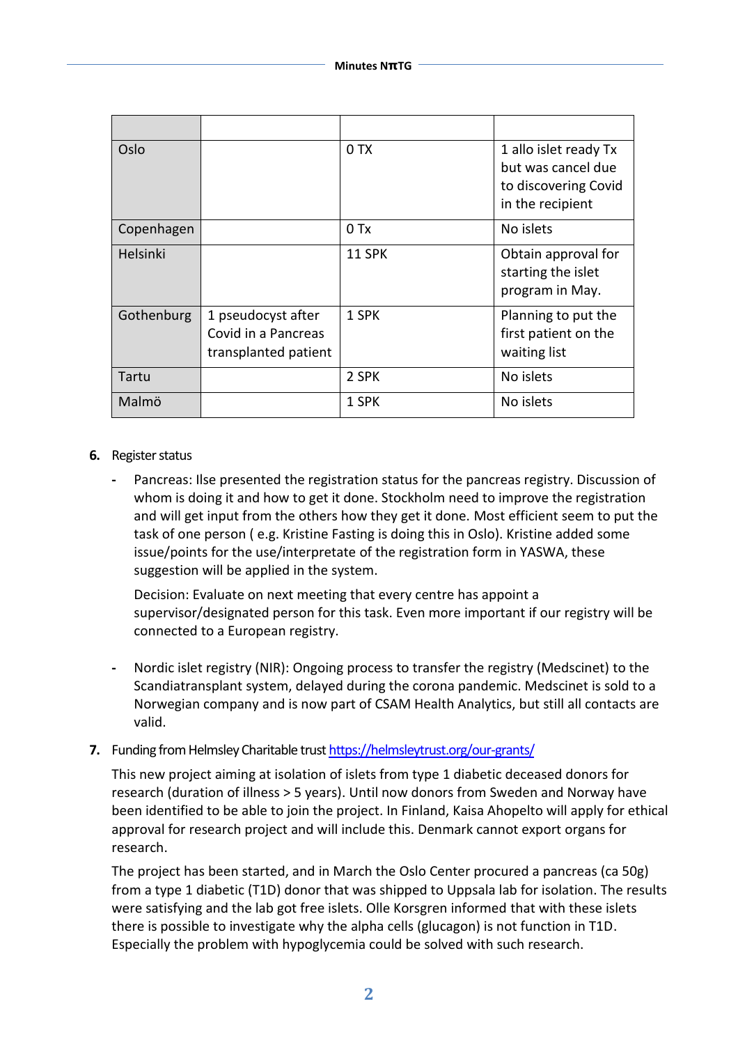| | | | |
|---|---|---|---|
| Oslo | | 0 TX | 1 allo islet ready Tx but was cancel due to discovering Covid in the recipient |
| Copenhagen | | 0 Tx | No islets |
| Helsinki | | 11 SPK | Obtain approval for starting the islet program in May. |
| Gothenburg | 1 pseudocyst after Covid in a Pancreas transplanted patient | 1 SPK | Planning to put the first patient on the waiting list |
| Tartu | | 2 SPK | No islets |
| Malmö | | 1 SPK | No islets |

**6.** Register status

- Pancreas: Ilse presented the registration status for the pancreas registry. Discussion of whom is doing it and how to get it done. Stockholm need to improve the registration and will get input from the others how they get it done. Most efficient seem to put the task of one person ( e.g. Kristine Fasting is doing this in Oslo). Kristine added some issue/points for the use/interpretate of the registration form in YASWA, these suggestion will be applied in the system.

  Decision: Evaluate on next meeting that every centre has appoint a supervisor/designated person for this task. Even more important if our registry will be connected to a European registry.

- Nordic islet registry (NIR): Ongoing process to transfer the registry (Medscinet) to the Scandiatransplant system, delayed during the corona pandemic. Medscinet is sold to a Norwegian company and is now part of CSAM Health Analytics, but still all contacts are valid.

**7.** Funding from Helmsley Charitable trust https://helmsleytrust.org/our-grants/

This new project aiming at isolation of islets from type 1 diabetic deceased donors for research (duration of illness > 5 years). Until now donors from Sweden and Norway have been identified to be able to join the project. In Finland, Kaisa Ahopelto will apply for ethical approval for research project and will include this. Denmark cannot export organs for research.

The project has been started, and in March the Oslo Center procured a pancreas (ca 50g) from a type 1 diabetic (T1D) donor that was shipped to Uppsala lab for isolation. The results were satisfying and the lab got free islets. Olle Korsgren informed that with these islets there is possible to investigate why the alpha cells (glucagon) is not function in T1D. Especially the problem with hypoglycemia could be solved with such research.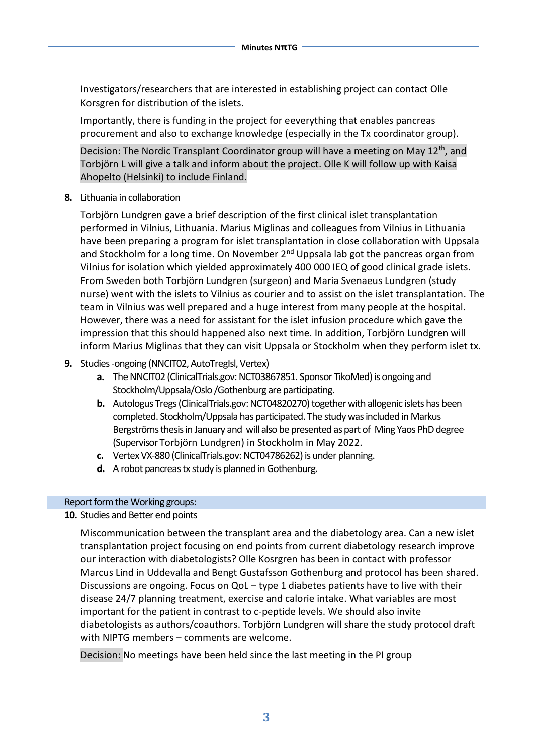Investigators/researchers that are interested in establishing project can contact Olle Korsgren for distribution of the islets.

Importantly, there is funding in the project for eeverything that enables pancreas procurement and also to exchange knowledge (especially in the Tx coordinator group).

Decision: The Nordic Transplant Coordinator group will have a meeting on May 12$^{th}$, and Torbjörn L will give a talk and inform about the project. Olle K will follow up with Kaisa Ahopelto (Helsinki) to include Finland.

**8.** Lithuania in collaboration

Torbjörn Lundgren gave a brief description of the first clinical islet transplantation performed in Vilnius, Lithuania. Marius Miglinas and colleagues from Vilnius in Lithuania have been preparing a program for islet transplantation in close collaboration with Uppsala and Stockholm for a long time. On November 2$^{nd}$ Uppsala lab got the pancreas organ from Vilnius for isolation which yielded approximately 400 000 IEQ of good clinical grade islets. From Sweden both Torbjörn Lundgren (surgeon) and Maria Svenaeus Lundgren (study nurse) went with the islets to Vilnius as courier and to assist on the islet transplantation. The team in Vilnius was well prepared and a huge interest from many people at the hospital. However, there was a need for assistant for the islet infusion procedure which gave the impression that this should happened also next time. In addition, Torbjörn Lundgren will inform Marius Miglinas that they can visit Uppsala or Stockholm when they perform islet tx.

**9.** Studies -ongoing (NNCIT02, AutoTregIsl, Vertex)

- **a.** The NNCIT02 (ClinicalTrials.gov: NCT03867851. Sponsor TikoMed) is ongoing and Stockholm/Uppsala/Oslo /Gothenburg are participating.
- **b.** Autologus Tregs (ClinicalTrials.gov: NCT04820270) together with allogenic islets has been completed. Stockholm/Uppsala has participated. The study was included in Markus Bergströms thesis in January and will also be presented as part of Ming Yaos PhD degree (Supervisor Torbjörn Lundgren) in Stockholm in May 2022.
- **c.** Vertex VX-880 (ClinicalTrials.gov: NCT04786262) is under planning.
- **d.** A robot pancreas tx study is planned in Gothenburg.

## Report form the Working groups:

**10.** Studies and Better end points

Miscommunication between the transplant area and the diabetology area. Can a new islet transplantation project focusing on end points from current diabetology research improve our interaction with diabetologists? Olle Kosrgren has been in contact with professor Marcus Lind in Uddevalla and Bengt Gustafsson Gothenburg and protocol has been shared. Discussions are ongoing. Focus on QoL – type 1 diabetes patients have to live with their disease 24/7 planning treatment, exercise and calorie intake. What variables are most important for the patient in contrast to c-peptide levels. We should also invite diabetologists as authors/coauthors. Torbjörn Lundgren will share the study protocol draft with NIPTG members – comments are welcome.

Decision: No meetings have been held since the last meeting in the PI group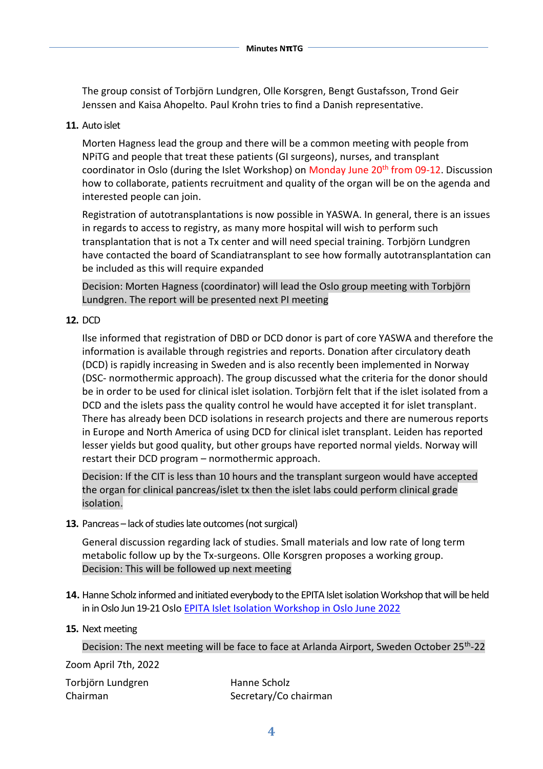The group consist of Torbjörn Lundgren, Olle Korsgren, Bengt Gustafsson, Trond Geir Jenssen and Kaisa Ahopelto. Paul Krohn tries to find a Danish representative.

**11.** Auto islet

Morten Hagness lead the group and there will be a common meeting with people from NPiTG and people that treat these patients (GI surgeons), nurses, and transplant coordinator in Oslo (during the Islet Workshop) on Monday June 20th from 09-12. Discussion how to collaborate, patients recruitment and quality of the organ will be on the agenda and interested people can join.

Registration of autotransplantations is now possible in YASWA. In general, there is an issues in regards to access to registry, as many more hospital will wish to perform such transplantation that is not a Tx center and will need special training. Torbjörn Lundgren have contacted the board of Scandiatransplant to see how formally autotransplantation can be included as this will require expanded

Decision: Morten Hagness (coordinator) will lead the Oslo group meeting with Torbjörn Lundgren. The report will be presented next PI meeting

**12.** DCD

Ilse informed that registration of DBD or DCD donor is part of core YASWA and therefore the information is available through registries and reports. Donation after circulatory death (DCD) is rapidly increasing in Sweden and is also recently been implemented in Norway (DSC- normothermic approach). The group discussed what the criteria for the donor should be in order to be used for clinical islet isolation. Torbjörn felt that if the islet isolated from a DCD and the islets pass the quality control he would have accepted it for islet transplant. There has already been DCD isolations in research projects and there are numerous reports in Europe and North America of using DCD for clinical islet transplant. Leiden has reported lesser yields but good quality, but other groups have reported normal yields. Norway will restart their DCD program – normothermic approach.

Decision: If the CIT is less than 10 hours and the transplant surgeon would have accepted the organ for clinical pancreas/islet tx then the islet labs could perform clinical grade isolation.

**13.** Pancreas – lack of studies late outcomes (not surgical)

General discussion regarding lack of studies. Small materials and low rate of long term metabolic follow up by the Tx-surgeons. Olle Korsgren proposes a working group.
Decision: This will be followed up next meeting

**14.** Hanne Scholz informed and initiated everybody to the EPITA Islet isolation Workshop that will be held in in Oslo Jun 19-21 Oslo [EPITA Islet Isolation Workshop in Oslo June 2022]

**15.** Next meeting

Decision: The next meeting will be face to face at Arlanda Airport, Sweden October 25th-22

Zoom April 7th, 2022

Torbjörn Lundgren
Chairman

Hanne Scholz
Secretary/Co chairman